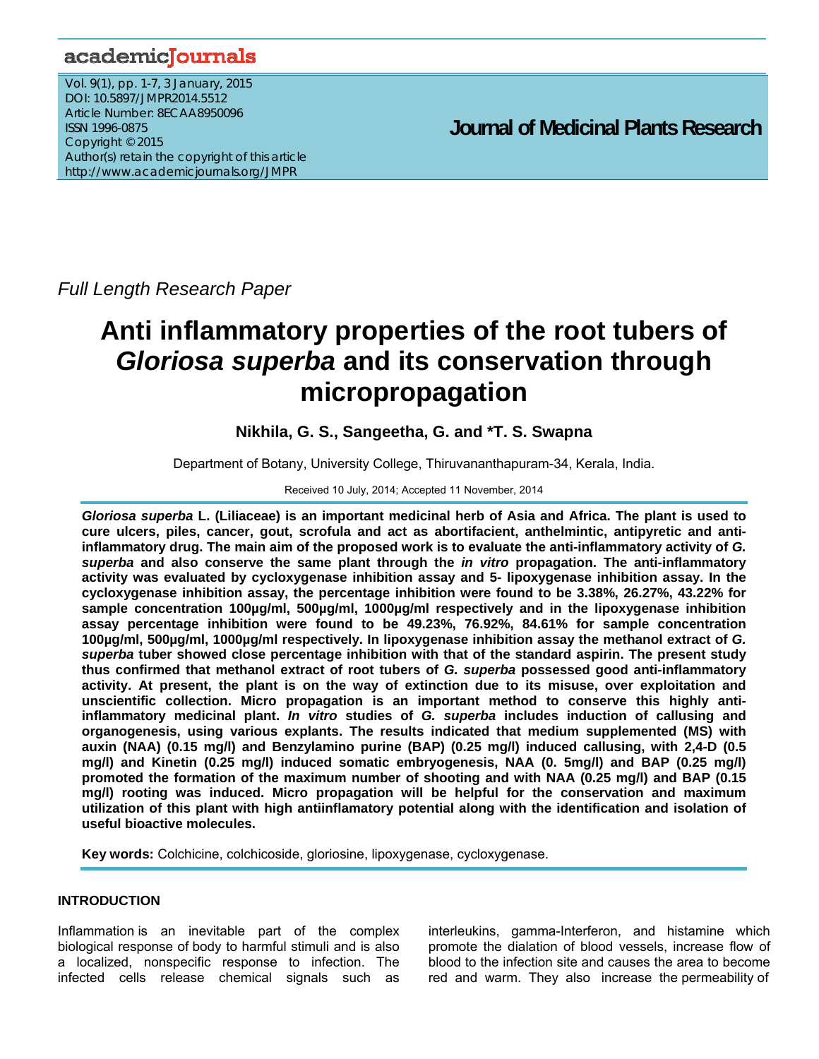*Full Length Research Paper*

# Anti inflammatory properties of the root tubers of *Gloriosa superba* and its conservation through micropropagation

**Nikhila, G. S., Sangeetha, G. and \*T. S. Swapna**

Department of Botany, University College, Thiruvananthapuram-34, Kerala, India.

Received 10 July, 2014; Accepted 11 November, 2014

***Gloriosa superba* L. (Liliaceae) is an important medicinal herb of Asia and Africa. The plant is used to cure ulcers, piles, cancer, gout, scrofula and act as abortifacient, anthelmintic, antipyretic and anti-inflammatory drug. The main aim of the proposed work is to evaluate the anti-inflammatory activity of *G. superba* and also conserve the same plant through the *in vitro* propagation. The anti-inflammatory activity was evaluated by cycloxygenase inhibition assay and 5- lipoxygenase inhibition assay. In the cycloxygenase inhibition assay, the percentage inhibition were found to be 3.38%, 26.27%, 43.22% for sample concentration 100µg/ml, 500µg/ml, 1000µg/ml respectively and in the lipoxygenase inhibition assay percentage inhibition were found to be 49.23%, 76.92%, 84.61% for sample concentration 100µg/ml, 500µg/ml, 1000µg/ml respectively. In lipoxygenase inhibition assay the methanol extract of *G. superba* tuber showed close percentage inhibition with that of the standard aspirin. The present study thus confirmed that methanol extract of root tubers of *G. superba* possessed good anti-inflammatory activity. At present, the plant is on the way of extinction due to its misuse, over exploitation and unscientific collection. Micro propagation is an important method to conserve this highly anti-inflammatory medicinal plant. *In vitro* studies of *G. superba* includes induction of callusing and organogenesis, using various explants. The results indicated that medium supplemented (MS) with auxin (NAA) (0.15 mg/l) and Benzylamino purine (BAP) (0.25 mg/l) induced callusing, with 2,4-D (0.5 mg/l) and Kinetin (0.25 mg/l) induced somatic embryogenesis, NAA (0. 5mg/l) and BAP (0.25 mg/l) promoted the formation of the maximum number of shooting and with NAA (0.25 mg/l) and BAP (0.15 mg/l) rooting was induced. Micro propagation will be helpful for the conservation and maximum utilization of this plant with high antiinflamatory potential along with the identification and isolation of useful bioactive molecules.**

**Key words:** Colchicine, colchicoside, gloriosine, lipoxygenase, cycloxygenase.

## INTRODUCTION

Inflammation is an inevitable part of the complex biological response of body to harmful stimuli and is also a localized, nonspecific response to infection. The infected cells release chemical signals such as interleukins, gamma-Interferon, and histamine which promote the dialation of blood vessels, increase flow of blood to the infection site and causes the area to become red and warm. They also increase the permeability of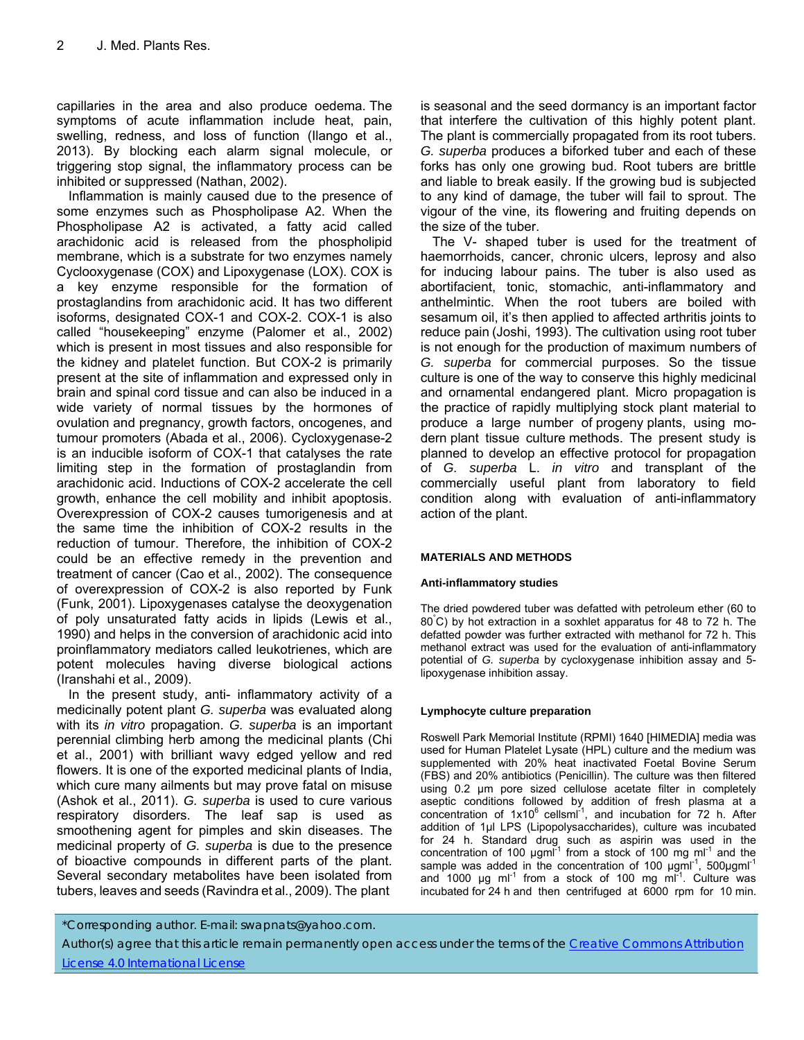capillaries in the area and also produce oedema. The symptoms of acute inflammation include heat, pain, swelling, redness, and loss of function (Ilango et al., 2013). By blocking each alarm signal molecule, or triggering stop signal, the inflammatory process can be inhibited or suppressed (Nathan, 2002).

Inflammation is mainly caused due to the presence of some enzymes such as Phospholipase A2. When the Phospholipase A2 is activated, a fatty acid called arachidonic acid is released from the phospholipid membrane, which is a substrate for two enzymes namely Cyclooxygenase (COX) and Lipoxygenase (LOX). COX is a key enzyme responsible for the formation of prostaglandins from arachidonic acid. It has two different isoforms, designated COX-1 and COX-2. COX-1 is also called "housekeeping" enzyme (Palomer et al., 2002) which is present in most tissues and also responsible for the kidney and platelet function. But COX-2 is primarily present at the site of inflammation and expressed only in brain and spinal cord tissue and can also be induced in a wide variety of normal tissues by the hormones of ovulation and pregnancy, growth factors, oncogenes, and tumour promoters (Abada et al., 2006). Cycloxygenase-2 is an inducible isoform of COX-1 that catalyses the rate limiting step in the formation of prostaglandin from arachidonic acid. Inductions of COX-2 accelerate the cell growth, enhance the cell mobility and inhibit apoptosis. Overexpression of COX-2 causes tumorigenesis and at the same time the inhibition of COX-2 results in the reduction of tumour. Therefore, the inhibition of COX-2 could be an effective remedy in the prevention and treatment of cancer (Cao et al., 2002). The consequence of overexpression of COX-2 is also reported by Funk (Funk, 2001). Lipoxygenases catalyse the deoxygenation of poly unsaturated fatty acids in lipids (Lewis et al., 1990) and helps in the conversion of arachidonic acid into proinflammatory mediators called leukotrienes, which are potent molecules having diverse biological actions (Iranshahi et al., 2009).

In the present study, anti- inflammatory activity of a medicinally potent plant *G. superba* was evaluated along with its *in vitro* propagation. *G. superba* is an important perennial climbing herb among the medicinal plants (Chi et al., 2001) with brilliant wavy edged yellow and red flowers. It is one of the exported medicinal plants of India, which cure many ailments but may prove fatal on misuse (Ashok et al., 2011). *G. superba* is used to cure various respiratory disorders. The leaf sap is used as smoothening agent for pimples and skin diseases. The medicinal property of *G. superba* is due to the presence of bioactive compounds in different parts of the plant. Several secondary metabolites have been isolated from tubers, leaves and seeds (Ravindra et al., 2009). The plant is seasonal and the seed dormancy is an important factor that interfere the cultivation of this highly potent plant. The plant is commercially propagated from its root tubers. *G. superba* produces a biforked tuber and each of these forks has only one growing bud. Root tubers are brittle and liable to break easily. If the growing bud is subjected to any kind of damage, the tuber will fail to sprout. The vigour of the vine, its flowering and fruiting depends on the size of the tuber.

The V- shaped tuber is used for the treatment of haemorrhoids, cancer, chronic ulcers, leprosy and also for inducing labour pains. The tuber is also used as abortifacient, tonic, stomachic, anti-inflammatory and anthelmintic. When the root tubers are boiled with sesamum oil, it's then applied to affected arthritis joints to reduce pain (Joshi, 1993). The cultivation using root tuber is not enough for the production of maximum numbers of *G. superba* for commercial purposes. So the tissue culture is one of the way to conserve this highly medicinal and ornamental endangered plant. Micro propagation is the practice of rapidly multiplying stock plant material to produce a large number of progeny plants, using modern plant tissue culture methods. The present study is planned to develop an effective protocol for propagation of *G. superba* L. *in vitro* and transplant of the commercially useful plant from laboratory to field condition along with evaluation of anti-inflammatory action of the plant.

## MATERIALS AND METHODS

### Anti-inflammatory studies

The dried powdered tuber was defatted with petroleum ether (60 to 80°C) by hot extraction in a soxhlet apparatus for 48 to 72 h. The defatted powder was further extracted with methanol for 72 h. This methanol extract was used for the evaluation of anti-inflammatory potential of *G. superba* by cycloxygenase inhibition assay and 5-lipoxygenase inhibition assay.

### Lymphocyte culture preparation

Roswell Park Memorial Institute (RPMI) 1640 [HIMEDIA] media was used for Human Platelet Lysate (HPL) culture and the medium was supplemented with 20% heat inactivated Foetal Bovine Serum (FBS) and 20% antibiotics (Penicillin). The culture was then filtered using 0.2 µm pore sized cellulose acetate filter in completely aseptic conditions followed by addition of fresh plasma at a concentration of $1 \times 10^6$ cells$ml^{-1}$, and incubation for 72 h. After addition of 1µl LPS (Lipopolysaccharides), culture was incubated for 24 h. Standard drug such as aspirin was used in the concentration of 100 µg$ml^{-1}$ from a stock of 100 mg $ml^{-1}$ and the sample was added in the concentration of 100 µg$ml^{-1}$, 500µg$ml^{-1}$ and 1000 µg $ml^{-1}$ from a stock of 100 mg $ml^{-1}$. Culture was incubated for 24 h and then centrifuged at 6000 rpm for 10 min.

*Corresponding author. E-mail: swapnats@yahoo.com.

Author(s) agree that this article remain permanently open access under the terms of the Creative Commons Attribution License 4.0 International License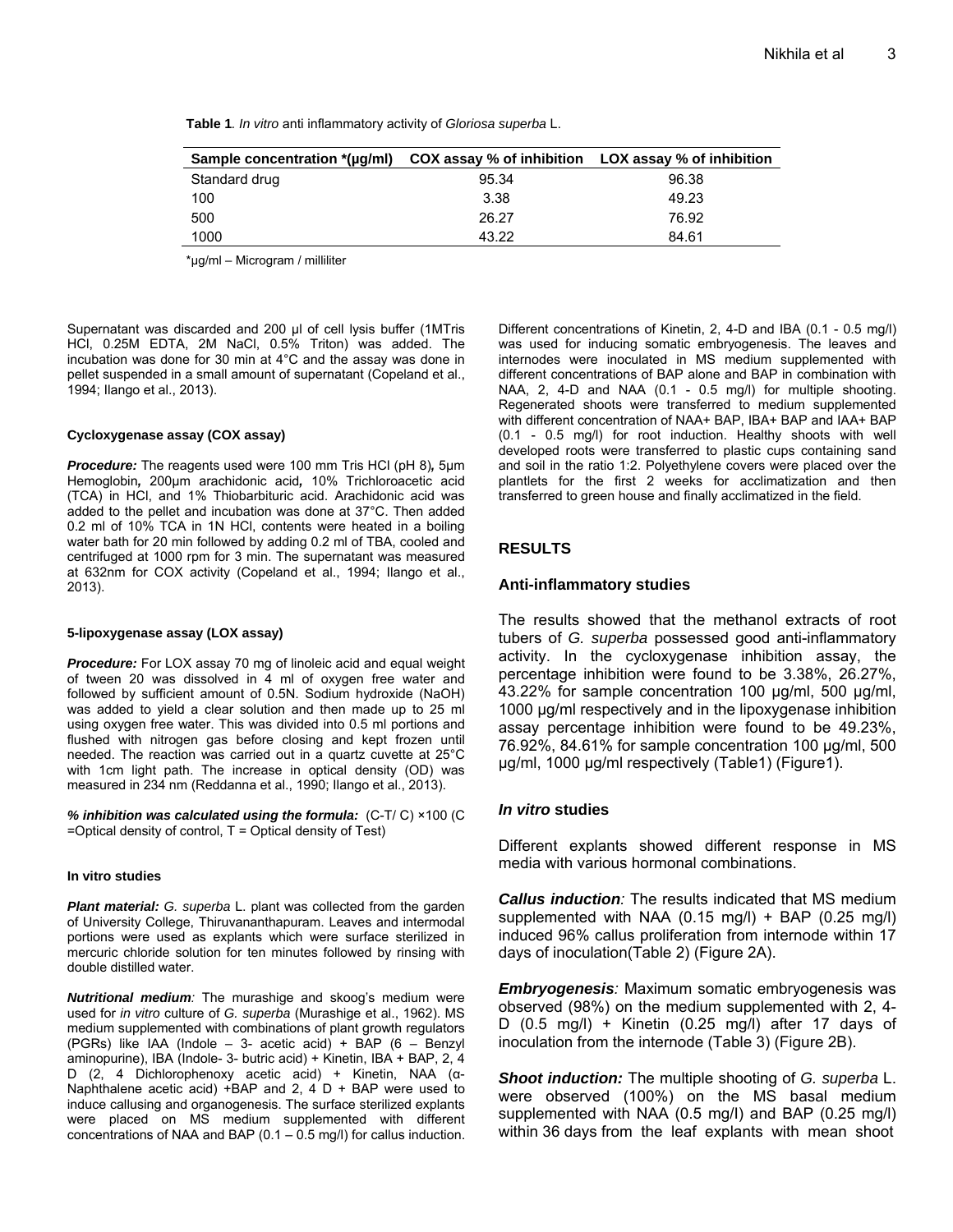**Table 1**. *In vitro* anti inflammatory activity of *Gloriosa superba* L.

| Sample concentration *(μg/ml) | COX assay % of inhibition | LOX assay % of inhibition |
|---|---|---|
| Standard drug | 95.34 | 96.38 |
| 100 | 3.38 | 49.23 |
| 500 | 26.27 | 76.92 |
| 1000 | 43.22 | 84.61 |

*μg/ml – Microgram / milliliter

Supernatant was discarded and 200 μl of cell lysis buffer (1MTris HCl, 0.25M EDTA, 2M NaCl, 0.5% Triton) was added. The incubation was done for 30 min at 4°C and the assay was done in pellet suspended in a small amount of supernatant (Copeland et al., 1994; Ilango et al., 2013).

#### Cycloxygenase assay (COX assay)

***Procedure:*** The reagents used were 100 mm Tris HCl (pH 8), 5μm Hemoglobin, 200μm arachidonic acid, 10% Trichloroacetic acid (TCA) in HCl, and 1% Thiobarbituric acid. Arachidonic acid was added to the pellet and incubation was done at 37°C. Then added 0.2 ml of 10% TCA in 1N HCl, contents were heated in a boiling water bath for 20 min followed by adding 0.2 ml of TBA, cooled and centrifuged at 1000 rpm for 3 min. The supernatant was measured at 632nm for COX activity (Copeland et al., 1994; Ilango et al., 2013).

#### 5-lipoxygenase assay (LOX assay)

***Procedure:*** For LOX assay 70 mg of linoleic acid and equal weight of tween 20 was dissolved in 4 ml of oxygen free water and followed by sufficient amount of 0.5N. Sodium hydroxide (NaOH) was added to yield a clear solution and then made up to 25 ml using oxygen free water. This was divided into 0.5 ml portions and flushed with nitrogen gas before closing and kept frozen until needed. The reaction was carried out in a quartz cuvette at 25°C with 1cm light path. The increase in optical density (OD) was measured in 234 nm (Reddanna et al., 1990; Ilango et al., 2013).

***% inhibition was calculated using the formula:*** (C-T/ C) ×100 (C =Optical density of control, T = Optical density of Test)

#### In vitro studies

***Plant material:*** *G. superba* L. plant was collected from the garden of University College, Thiruvananthapuram. Leaves and intermodal portions were used as explants which were surface sterilized in mercuric chloride solution for ten minutes followed by rinsing with double distilled water.

***Nutritional medium**:* The murashige and skoog's medium were used for *in vitro* culture of *G. superba* (Murashige et al., 1962). MS medium supplemented with combinations of plant growth regulators (PGRs) like IAA (Indole – 3- acetic acid) + BAP (6 – Benzyl aminopurine), IBA (Indole- 3- butric acid) + Kinetin, IBA + BAP, 2, 4 D (2, 4 Dichlorophenoxy acetic acid) + Kinetin, NAA (α-Naphthalene acetic acid) +BAP and 2, 4 D + BAP were used to induce callusing and organogenesis. The surface sterilized explants were placed on MS medium supplemented with different concentrations of NAA and BAP (0.1 – 0.5 mg/l) for callus induction. Different concentrations of Kinetin, 2, 4-D and IBA (0.1 - 0.5 mg/l) was used for inducing somatic embryogenesis. The leaves and internodes were inoculated in MS medium supplemented with different concentrations of BAP alone and BAP in combination with NAA, 2, 4-D and NAA (0.1 - 0.5 mg/l) for multiple shooting. Regenerated shoots were transferred to medium supplemented with different concentration of NAA+ BAP, IBA+ BAP and IAA+ BAP (0.1 - 0.5 mg/l) for root induction. Healthy shoots with well developed roots were transferred to plastic cups containing sand and soil in the ratio 1:2. Polyethylene covers were placed over the plantlets for the first 2 weeks for acclimatization and then transferred to green house and finally acclimatized in the field.

## RESULTS

### Anti-inflammatory studies

The results showed that the methanol extracts of root tubers of *G. superba* possessed good anti-inflammatory activity. In the cycloxygenase inhibition assay, the percentage inhibition were found to be 3.38%, 26.27%, 43.22% for sample concentration 100 μg/ml, 500 μg/ml, 1000 μg/ml respectively and in the lipoxygenase inhibition assay percentage inhibition were found to be 49.23%, 76.92%, 84.61% for sample concentration 100 μg/ml, 500 μg/ml, 1000 μg/ml respectively (Table1) (Figure1).

### *In vitro* studies

Different explants showed different response in MS media with various hormonal combinations.

***Callus induction**:* The results indicated that MS medium supplemented with NAA (0.15 mg/l) + BAP (0.25 mg/l) induced 96% callus proliferation from internode within 17 days of inoculation(Table 2) (Figure 2A).

***Embryogenesis**:* Maximum somatic embryogenesis was observed (98%) on the medium supplemented with 2, 4-D (0.5 mg/l) + Kinetin (0.25 mg/l) after 17 days of inoculation from the internode (Table 3) (Figure 2B).

***Shoot induction:*** The multiple shooting of *G. superba* L. were observed (100%) on the MS basal medium supplemented with NAA (0.5 mg/l) and BAP (0.25 mg/l) within 36 days from the leaf explants with mean shoot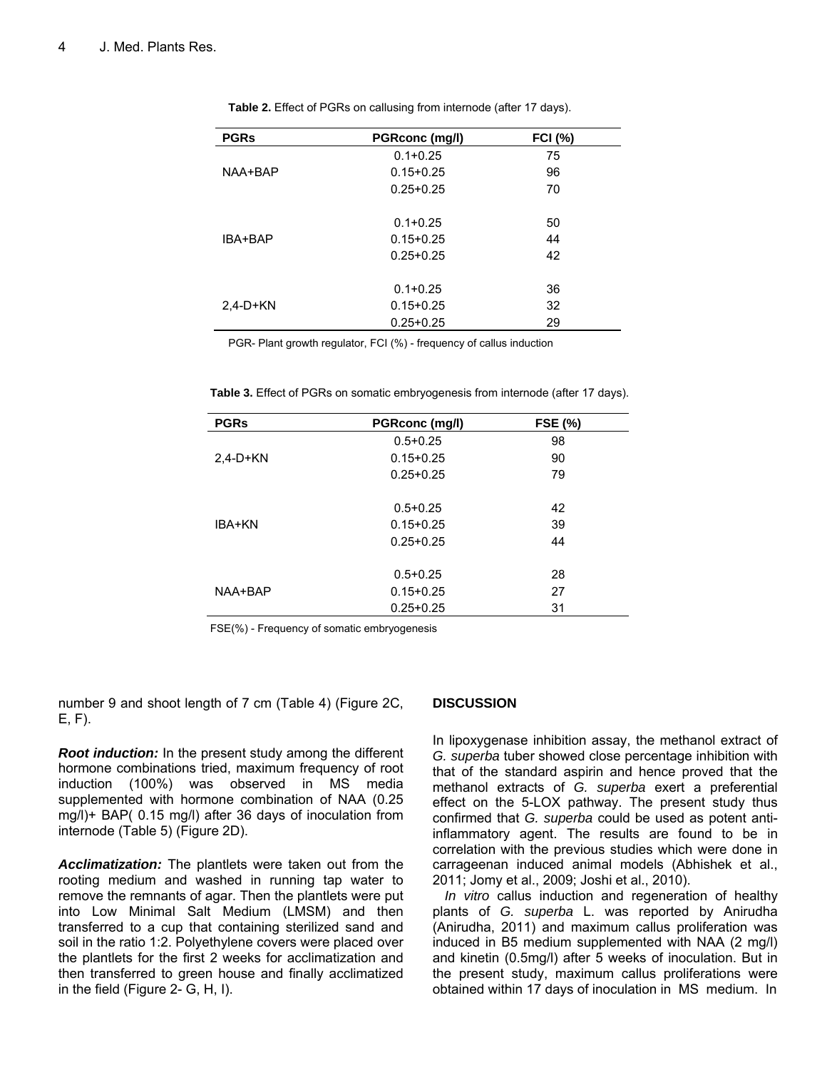**Table 2.** Effect of PGRs on callusing from internode (after 17 days).

| PGRs | PGRconc (mg/l) | FCI (%) |
|---|---|---|
| NAA+BAP | 0.1+0.25 | 75 |
| | 0.15+0.25 | 96 |
| | 0.25+0.25 | 70 |
| IBA+BAP | 0.1+0.25 | 50 |
| | 0.15+0.25 | 44 |
| | 0.25+0.25 | 42 |
| 2,4-D+KN | 0.1+0.25 | 36 |
| | 0.15+0.25 | 32 |
| | 0.25+0.25 | 29 |

PGR- Plant growth regulator, FCI (%) - frequency of callus induction

**Table 3.** Effect of PGRs on somatic embryogenesis from internode (after 17 days).

| PGRs | PGRconc (mg/l) | FSE (%) |
|---|---|---|
| 2,4-D+KN | 0.5+0.25 | 98 |
| | 0.15+0.25 | 90 |
| | 0.25+0.25 | 79 |
| IBA+KN | 0.5+0.25 | 42 |
| | 0.15+0.25 | 39 |
| | 0.25+0.25 | 44 |
| NAA+BAP | 0.5+0.25 | 28 |
| | 0.15+0.25 | 27 |
| | 0.25+0.25 | 31 |

FSE(%) - Frequency of somatic embryogenesis

number 9 and shoot length of 7 cm (Table 4) (Figure 2C, E, F).

***Root induction:*** In the present study among the different hormone combinations tried, maximum frequency of root induction (100%) was observed in MS media supplemented with hormone combination of NAA (0.25 mg/l)+ BAP( 0.15 mg/l) after 36 days of inoculation from internode (Table 5) (Figure 2D).

***Acclimatization:*** The plantlets were taken out from the rooting medium and washed in running tap water to remove the remnants of agar. Then the plantlets were put into Low Minimal Salt Medium (LMSM) and then transferred to a cup that containing sterilized sand and soil in the ratio 1:2. Polyethylene covers were placed over the plantlets for the first 2 weeks for acclimatization and then transferred to green house and finally acclimatized in the field (Figure 2- G, H, I).

## DISCUSSION

In lipoxygenase inhibition assay, the methanol extract of *G. superba* tuber showed close percentage inhibition with that of the standard aspirin and hence proved that the methanol extracts of *G. superba* exert a preferential effect on the 5-LOX pathway. The present study thus confirmed that *G. superba* could be used as potent anti-inflammatory agent. The results are found to be in correlation with the previous studies which were done in carrageenan induced animal models (Abhishek et al., 2011; Jomy et al., 2009; Joshi et al., 2010).

*In vitro* callus induction and regeneration of healthy plants of *G. superba* L. was reported by Anirudha (Anirudha, 2011) and maximum callus proliferation was induced in B5 medium supplemented with NAA (2 mg/l) and kinetin (0.5mg/l) after 5 weeks of inoculation. But in the present study, maximum callus proliferations were obtained within 17 days of inoculation in MS medium. In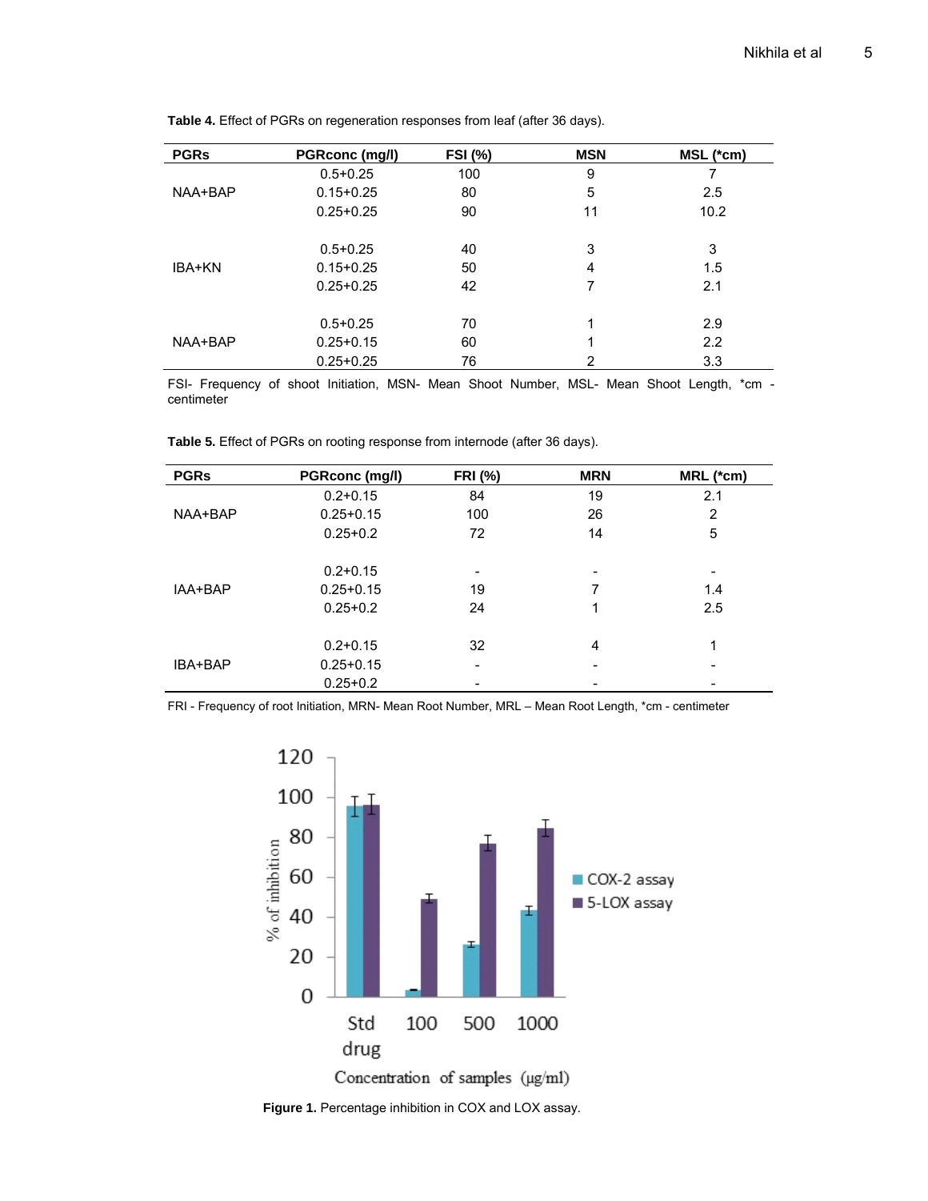**Table 4.** Effect of PGRs on regeneration responses from leaf (after 36 days).

| PGRs | PGRconc (mg/l) | FSI (%) | MSN | MSL (*cm) |
|---|---|---|---|---|
| NAA+BAP | 0.5+0.25 | 100 | 9 | 7 |
| | 0.15+0.25 | 80 | 5 | 2.5 |
| | 0.25+0.25 | 90 | 11 | 10.2 |
| IBA+KN | 0.5+0.25 | 40 | 3 | 3 |
| | 0.15+0.25 | 50 | 4 | 1.5 |
| | 0.25+0.25 | 42 | 7 | 2.1 |
| NAA+BAP | 0.5+0.25 | 70 | 1 | 2.9 |
| | 0.25+0.15 | 60 | 1 | 2.2 |
| | 0.25+0.25 | 76 | 2 | 3.3 |

FSI- Frequency of shoot Initiation, MSN- Mean Shoot Number, MSL- Mean Shoot Length, *cm - centimeter

**Table 5.** Effect of PGRs on rooting response from internode (after 36 days).

| PGRs | PGRconc (mg/l) | FRI (%) | MRN | MRL (*cm) |
|---|---|---|---|---|
| NAA+BAP | 0.2+0.15 | 84 | 19 | 2.1 |
| | 0.25+0.15 | 100 | 26 | 2 |
| | 0.25+0.2 | 72 | 14 | 5 |
| IAA+BAP | 0.2+0.15 | - | - | - |
| | 0.25+0.15 | 19 | 7 | 1.4 |
| | 0.25+0.2 | 24 | 1 | 2.5 |
| IBA+BAP | 0.2+0.15 | 32 | 4 | 1 |
| | 0.25+0.15 | - | - | - |
| | 0.25+0.2 | - | - | - |

FRI - Frequency of root Initiation, MRN- Mean Root Number, MRL – Mean Root Length, *cm - centimeter

**Figure 1.** Percentage inhibition in COX and LOX assay.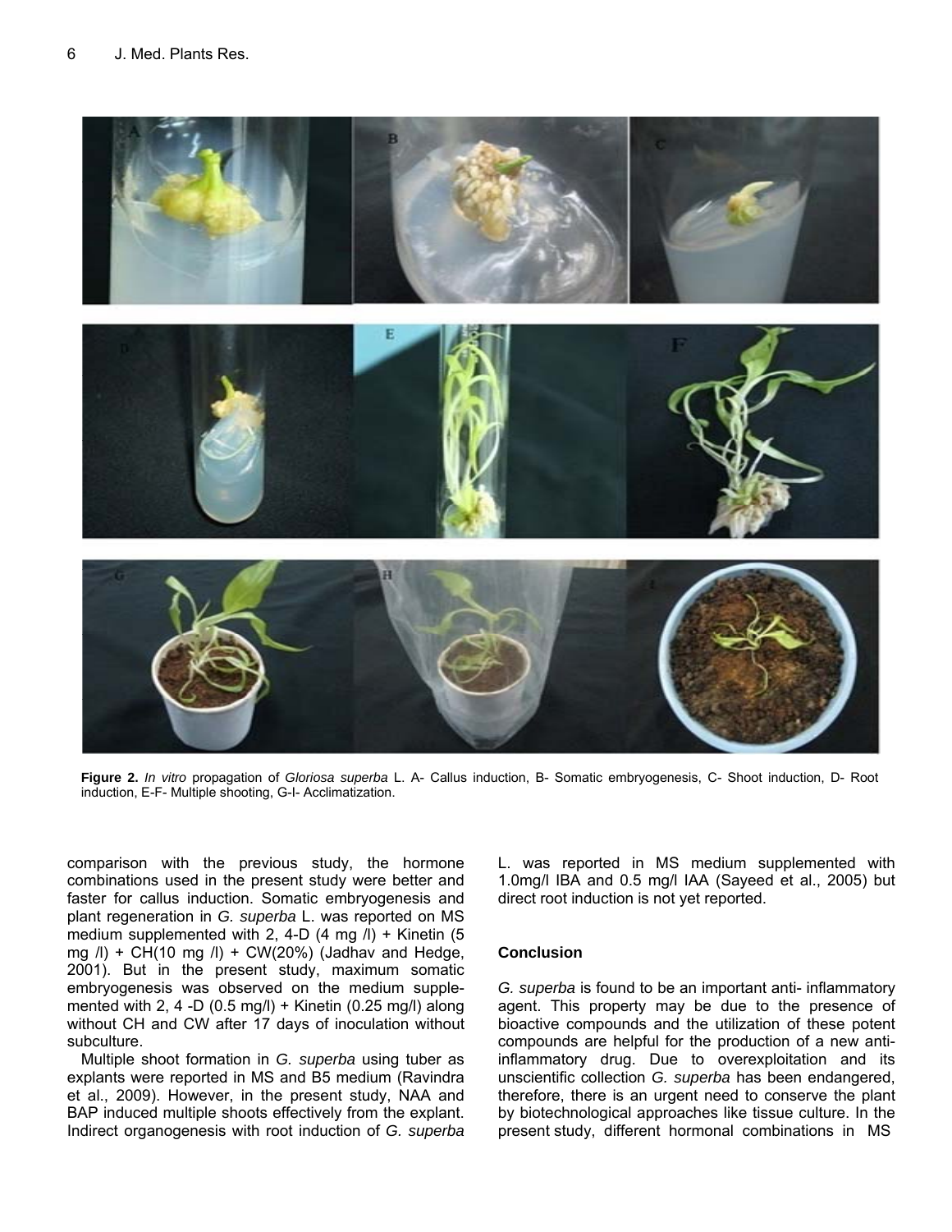**Figure 2.** *In vitro* propagation of *Gloriosa superba* L. A- Callus induction, B- Somatic embryogenesis, C- Shoot induction, D- Root induction, E-F- Multiple shooting, G-I- Acclimatization.

comparison with the previous study, the hormone combinations used in the present study were better and faster for callus induction. Somatic embryogenesis and plant regeneration in *G. superba* L. was reported on MS medium supplemented with 2, 4-D (4 mg /l) + Kinetin (5 mg /l) + CH(10 mg /l) + CW(20%) (Jadhav and Hedge, 2001). But in the present study, maximum somatic embryogenesis was observed on the medium supplemented with 2, 4 -D (0.5 mg/l) + Kinetin (0.25 mg/l) along without CH and CW after 17 days of inoculation without subculture.

Multiple shoot formation in *G. superba* using tuber as explants were reported in MS and B5 medium (Ravindra et al., 2009). However, in the present study, NAA and BAP induced multiple shoots effectively from the explant. Indirect organogenesis with root induction of *G. superba* L. was reported in MS medium supplemented with 1.0mg/l IBA and 0.5 mg/l IAA (Sayeed et al., 2005) but direct root induction is not yet reported.

## Conclusion

*G. superba* is found to be an important anti- inflammatory agent. This property may be due to the presence of bioactive compounds and the utilization of these potent compounds are helpful for the production of a new anti-inflammatory drug. Due to overexploitation and its unscientific collection *G. superba* has been endangered, therefore, there is an urgent need to conserve the plant by biotechnological approaches like tissue culture. In the present study, different hormonal combinations in MS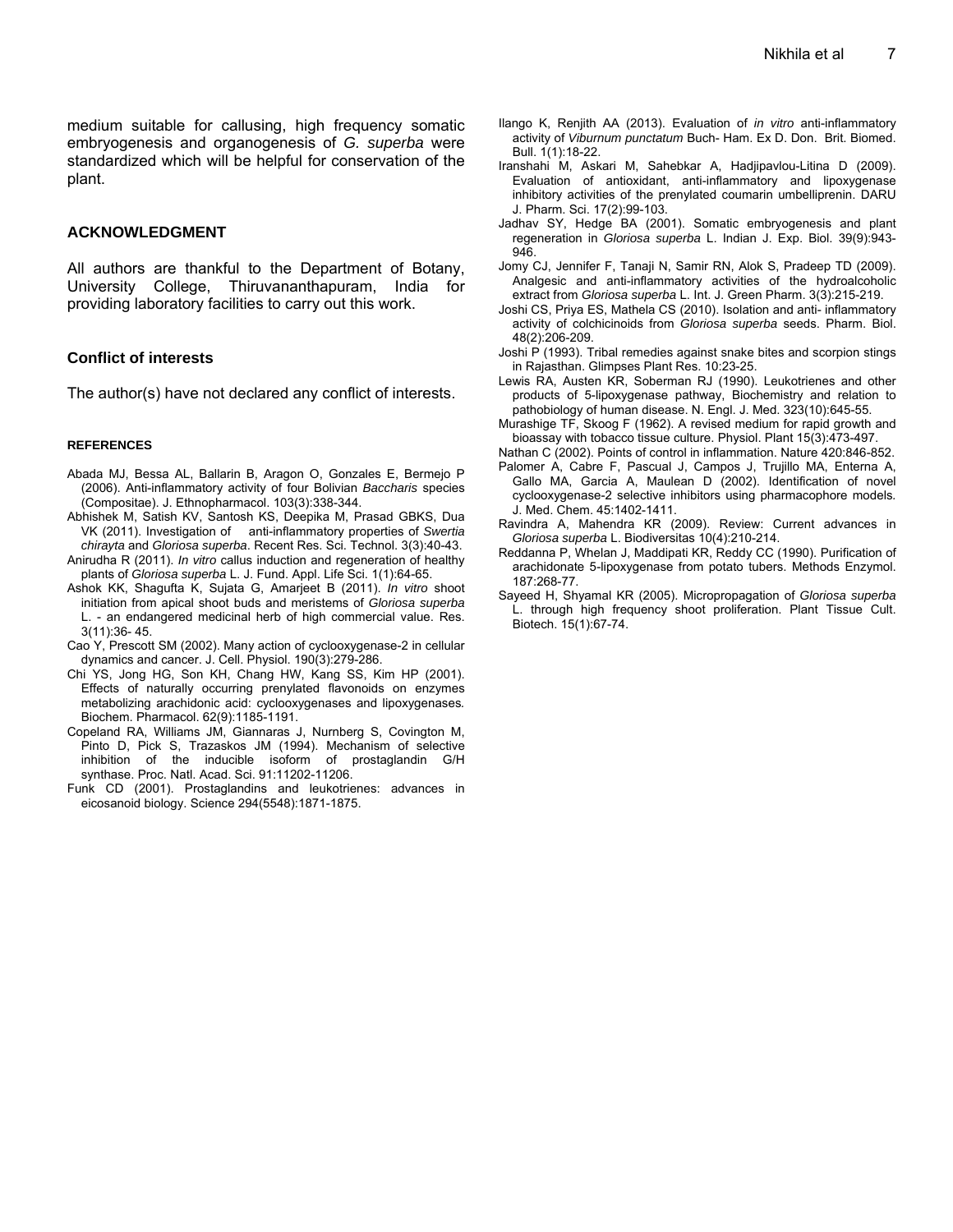medium suitable for callusing, high frequency somatic embryogenesis and organogenesis of *G. superba* were standardized which will be helpful for conservation of the plant.

## ACKNOWLEDGMENT

All authors are thankful to the Department of Botany, University College, Thiruvananthapuram, India for providing laboratory facilities to carry out this work.

### Conflict of interests

The author(s) have not declared any conflict of interests.

## REFERENCES

Abada MJ, Bessa AL, Ballarin B, Aragon O, Gonzales E, Bermejo P (2006). Anti-inflammatory activity of four Bolivian *Baccharis* species (Compositae). J. Ethnopharmacol. 103(3):338-344.

Abhishek M, Satish KV, Santosh KS, Deepika M, Prasad GBKS, Dua VK (2011). Investigation of anti-inflammatory properties of *Swertia chirayta* and *Gloriosa superba*. Recent Res. Sci. Technol. 3(3):40-43.

Anirudha R (2011). *In vitro* callus induction and regeneration of healthy plants of *Gloriosa superba* L. J. Fund. Appl. Life Sci. 1(1):64-65.

Ashok KK, Shagufta K, Sujata G, Amarjeet B (2011). *In vitro* shoot initiation from apical shoot buds and meristems of *Gloriosa superba* L. - an endangered medicinal herb of high commercial value. Res. 3(11):36- 45.

Cao Y, Prescott SM (2002). Many action of cyclooxygenase-2 in cellular dynamics and cancer. J. Cell. Physiol. 190(3):279-286.

Chi YS, Jong HG, Son KH, Chang HW, Kang SS, Kim HP (2001). Effects of naturally occurring prenylated flavonoids on enzymes metabolizing arachidonic acid: cyclooxygenases and lipoxygenases. Biochem. Pharmacol. 62(9):1185-1191.

Copeland RA, Williams JM, Giannaras J, Nurnberg S, Covington M, Pinto D, Pick S, Trazaskos JM (1994). Mechanism of selective inhibition of the inducible isoform of prostaglandin G/H synthase. Proc. Natl. Acad. Sci. 91:11202-11206.

Funk CD (2001). Prostaglandins and leukotrienes: advances in eicosanoid biology. Science 294(5548):1871-1875.

Ilango K, Renjith AA (2013). Evaluation of *in vitro* anti-inflammatory activity of *Viburnum punctatum* Buch- Ham. Ex D. Don. Brit. Biomed. Bull. 1(1):18-22.

Iranshahi M, Askari M, Sahebkar A, Hadjipavlou-Litina D (2009). Evaluation of antioxidant, anti-inflammatory and lipoxygenase inhibitory activities of the prenylated coumarin umbelliprenin. DARU J. Pharm. Sci. 17(2):99-103.

Jadhav SY, Hedge BA (2001). Somatic embryogenesis and plant regeneration in *Gloriosa superba* L. Indian J. Exp. Biol. 39(9):943-946.

Jomy CJ, Jennifer F, Tanaji N, Samir RN, Alok S, Pradeep TD (2009). Analgesic and anti-inflammatory activities of the hydroalcoholic extract from *Gloriosa superba* L. Int. J. Green Pharm. 3(3):215-219.

Joshi CS, Priya ES, Mathela CS (2010). Isolation and anti- inflammatory activity of colchicinoids from *Gloriosa superba* seeds. Pharm. Biol. 48(2):206-209.

Joshi P (1993). Tribal remedies against snake bites and scorpion stings in Rajasthan. Glimpses Plant Res. 10:23-25.

Lewis RA, Austen KR, Soberman RJ (1990). Leukotrienes and other products of 5-lipoxygenase pathway, Biochemistry and relation to pathobiology of human disease. N. Engl. J. Med. 323(10):645-55.

Murashige TF, Skoog F (1962). A revised medium for rapid growth and bioassay with tobacco tissue culture. Physiol. Plant 15(3):473-497.

Nathan C (2002). Points of control in inflammation. Nature 420:846-852.

Palomer A, Cabre F, Pascual J, Campos J, Trujillo MA, Enterna A, Gallo MA, Garcia A, Maulean D (2002). Identification of novel cyclooxygenase-2 selective inhibitors using pharmacophore models. J. Med. Chem. 45:1402-1411.

Ravindra A, Mahendra KR (2009). Review: Current advances in *Gloriosa superba* L. Biodiversitas 10(4):210-214.

Reddanna P, Whelan J, Maddipati KR, Reddy CC (1990). Purification of arachidonate 5-lipoxygenase from potato tubers. Methods Enzymol. 187:268-77.

Sayeed H, Shyamal KR (2005). Micropropagation of *Gloriosa superba* L. through high frequency shoot proliferation. Plant Tissue Cult. Biotech. 15(1):67-74.